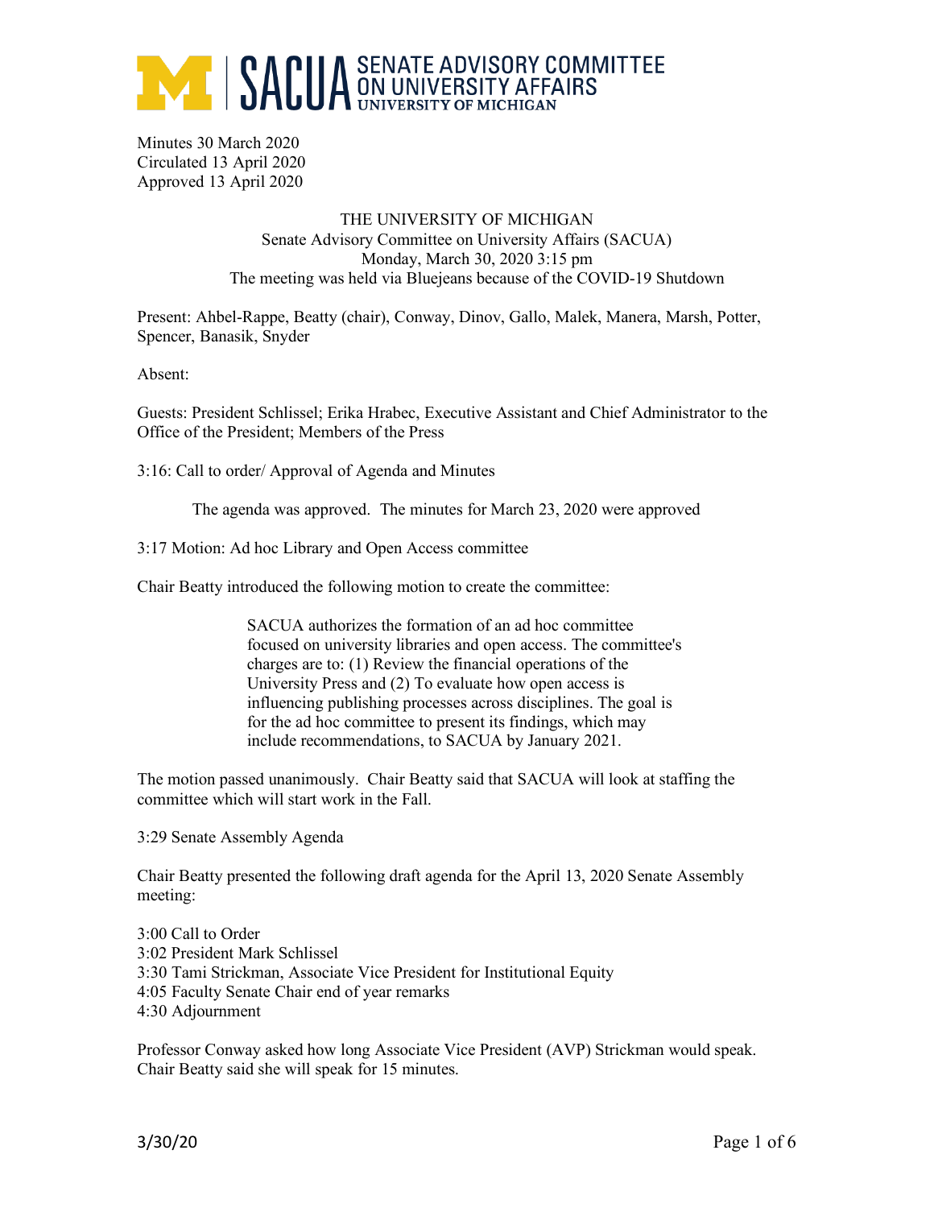SACUA SENATE ADVISORY COMMITTEE ON UNIVERSITY AFFAIRS UNIVERSITY OF MICHIGAN

Minutes 30 March 2020
Circulated 13 April 2020
Approved 13 April 2020

THE UNIVERSITY OF MICHIGAN
Senate Advisory Committee on University Affairs (SACUA)
Monday, March 30, 2020 3:15 pm
The meeting was held via Bluejeans because of the COVID-19 Shutdown

Present: Ahbel-Rappe, Beatty (chair), Conway, Dinov, Gallo, Malek, Manera, Marsh, Potter, Spencer, Banasik, Snyder

Absent:

Guests: President Schlissel; Erika Hrabec, Executive Assistant and Chief Administrator to the Office of the President; Members of the Press

3:16: Call to order/ Approval of Agenda and Minutes

The agenda was approved. The minutes for March 23, 2020 were approved

3:17 Motion: Ad hoc Library and Open Access committee

Chair Beatty introduced the following motion to create the committee:

> SACUA authorizes the formation of an ad hoc committee focused on university libraries and open access. The committee's charges are to: (1) Review the financial operations of the University Press and (2) To evaluate how open access is influencing publishing processes across disciplines. The goal is for the ad hoc committee to present its findings, which may include recommendations, to SACUA by January 2021.

The motion passed unanimously. Chair Beatty said that SACUA will look at staffing the committee which will start work in the Fall.

3:29 Senate Assembly Agenda

Chair Beatty presented the following draft agenda for the April 13, 2020 Senate Assembly meeting:

3:00 Call to Order
3:02 President Mark Schlissel
3:30 Tami Strickman, Associate Vice President for Institutional Equity
4:05 Faculty Senate Chair end of year remarks
4:30 Adjournment

Professor Conway asked how long Associate Vice President (AVP) Strickman would speak. Chair Beatty said she will speak for 15 minutes.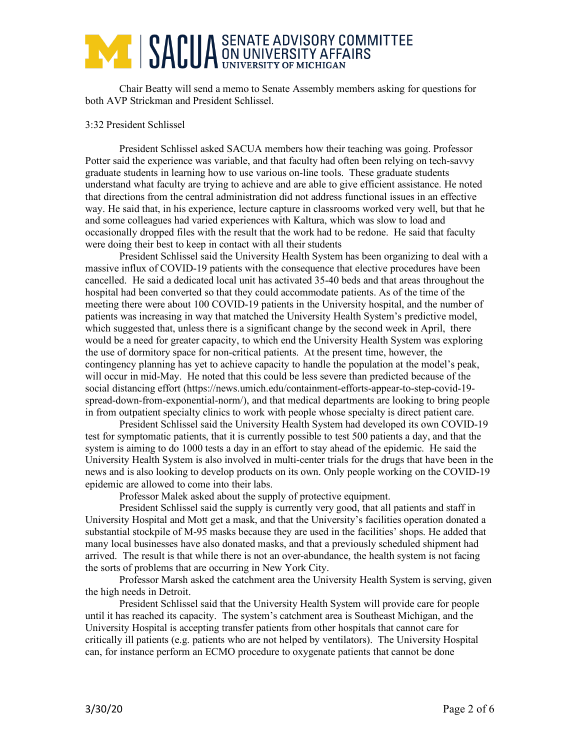Chair Beatty will send a memo to Senate Assembly members asking for questions for both AVP Strickman and President Schlissel.

3:32 President Schlissel

President Schlissel asked SACUA members how their teaching was going. Professor Potter said the experience was variable, and that faculty had often been relying on tech-savvy graduate students in learning how to use various on-line tools. These graduate students understand what faculty are trying to achieve and are able to give efficient assistance. He noted that directions from the central administration did not address functional issues in an effective way. He said that, in his experience, lecture capture in classrooms worked very well, but that he and some colleagues had varied experiences with Kaltura, which was slow to load and occasionally dropped files with the result that the work had to be redone. He said that faculty were doing their best to keep in contact with all their students

President Schlissel said the University Health System has been organizing to deal with a massive influx of COVID-19 patients with the consequence that elective procedures have been cancelled. He said a dedicated local unit has activated 35-40 beds and that areas throughout the hospital had been converted so that they could accommodate patients. As of the time of the meeting there were about 100 COVID-19 patients in the University hospital, and the number of patients was increasing in way that matched the University Health System's predictive model, which suggested that, unless there is a significant change by the second week in April, there would be a need for greater capacity, to which end the University Health System was exploring the use of dormitory space for non-critical patients. At the present time, however, the contingency planning has yet to achieve capacity to handle the population at the model's peak, will occur in mid-May. He noted that this could be less severe than predicted because of the social distancing effort (https://news.umich.edu/containment-efforts-appear-to-step-covid-19-spread-down-from-exponential-norm/), and that medical departments are looking to bring people in from outpatient specialty clinics to work with people whose specialty is direct patient care.

President Schlissel said the University Health System had developed its own COVID-19 test for symptomatic patients, that it is currently possible to test 500 patients a day, and that the system is aiming to do 1000 tests a day in an effort to stay ahead of the epidemic. He said the University Health System is also involved in multi-center trials for the drugs that have been in the news and is also looking to develop products on its own. Only people working on the COVID-19 epidemic are allowed to come into their labs.

Professor Malek asked about the supply of protective equipment.

President Schlissel said the supply is currently very good, that all patients and staff in University Hospital and Mott get a mask, and that the University's facilities operation donated a substantial stockpile of M-95 masks because they are used in the facilities' shops. He added that many local businesses have also donated masks, and that a previously scheduled shipment had arrived. The result is that while there is not an over-abundance, the health system is not facing the sorts of problems that are occurring in New York City.

Professor Marsh asked the catchment area the University Health System is serving, given the high needs in Detroit.

President Schlissel said that the University Health System will provide care for people until it has reached its capacity. The system's catchment area is Southeast Michigan, and the University Hospital is accepting transfer patients from other hospitals that cannot care for critically ill patients (e.g. patients who are not helped by ventilators). The University Hospital can, for instance perform an ECMO procedure to oxygenate patients that cannot be done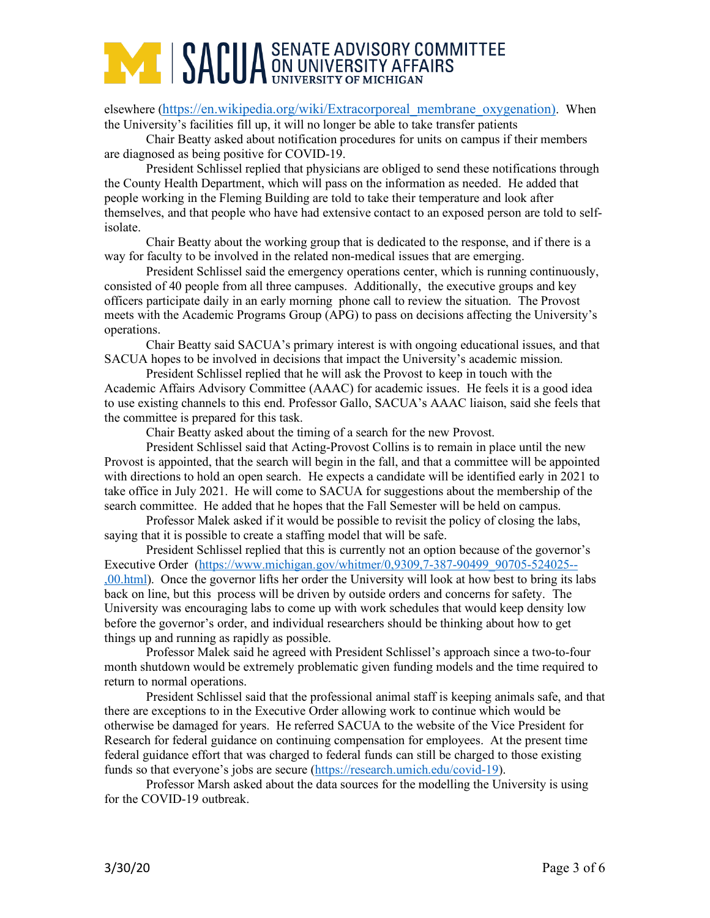elsewhere (https://en.wikipedia.org/wiki/Extracorporeal_membrane_oxygenation). When the University's facilities fill up, it will no longer be able to take transfer patients

Chair Beatty asked about notification procedures for units on campus if their members are diagnosed as being positive for COVID-19.

President Schlissel replied that physicians are obliged to send these notifications through the County Health Department, which will pass on the information as needed. He added that people working in the Fleming Building are told to take their temperature and look after themselves, and that people who have had extensive contact to an exposed person are told to self-isolate.

Chair Beatty about the working group that is dedicated to the response, and if there is a way for faculty to be involved in the related non-medical issues that are emerging.

President Schlissel said the emergency operations center, which is running continuously, consisted of 40 people from all three campuses. Additionally, the executive groups and key officers participate daily in an early morning phone call to review the situation. The Provost meets with the Academic Programs Group (APG) to pass on decisions affecting the University's operations.

Chair Beatty said SACUA's primary interest is with ongoing educational issues, and that SACUA hopes to be involved in decisions that impact the University's academic mission.

President Schlissel replied that he will ask the Provost to keep in touch with the Academic Affairs Advisory Committee (AAAC) for academic issues. He feels it is a good idea to use existing channels to this end. Professor Gallo, SACUA's AAAC liaison, said she feels that the committee is prepared for this task.

Chair Beatty asked about the timing of a search for the new Provost.

President Schlissel said that Acting-Provost Collins is to remain in place until the new Provost is appointed, that the search will begin in the fall, and that a committee will be appointed with directions to hold an open search. He expects a candidate will be identified early in 2021 to take office in July 2021. He will come to SACUA for suggestions about the membership of the search committee. He added that he hopes that the Fall Semester will be held on campus.

Professor Malek asked if it would be possible to revisit the policy of closing the labs, saying that it is possible to create a staffing model that will be safe.

President Schlissel replied that this is currently not an option because of the governor's Executive Order (https://www.michigan.gov/whitmer/0,9309,7-387-90499_90705-524025--,00.html). Once the governor lifts her order the University will look at how best to bring its labs back on line, but this process will be driven by outside orders and concerns for safety. The University was encouraging labs to come up with work schedules that would keep density low before the governor's order, and individual researchers should be thinking about how to get things up and running as rapidly as possible.

Professor Malek said he agreed with President Schlissel's approach since a two-to-four month shutdown would be extremely problematic given funding models and the time required to return to normal operations.

President Schlissel said that the professional animal staff is keeping animals safe, and that there are exceptions to in the Executive Order allowing work to continue which would be otherwise be damaged for years. He referred SACUA to the website of the Vice President for Research for federal guidance on continuing compensation for employees. At the present time federal guidance effort that was charged to federal funds can still be charged to those existing funds so that everyone's jobs are secure (https://research.umich.edu/covid-19).

Professor Marsh asked about the data sources for the modelling the University is using for the COVID-19 outbreak.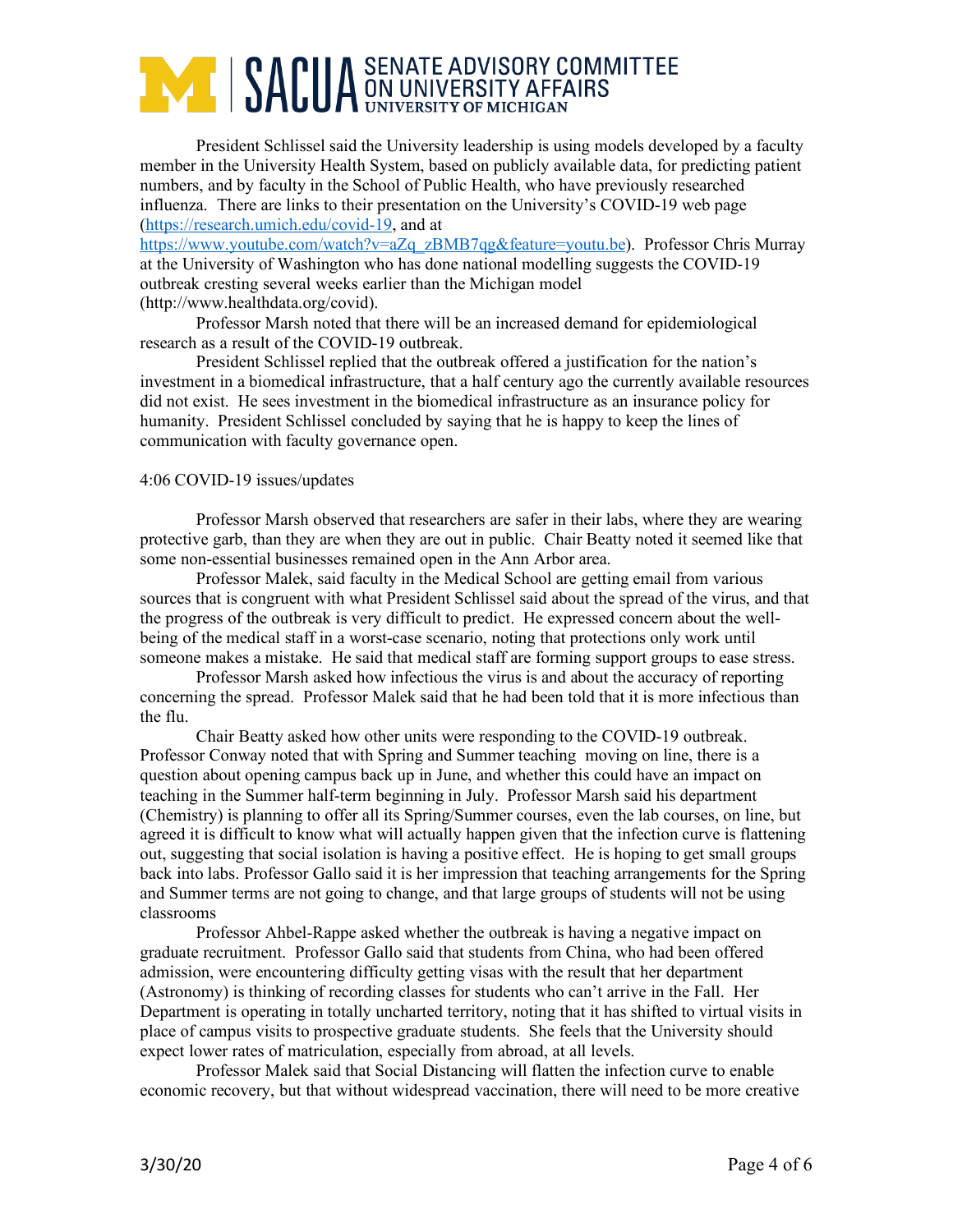President Schlissel said the University leadership is using models developed by a faculty member in the University Health System, based on publicly available data, for predicting patient numbers, and by faculty in the School of Public Health, who have previously researched influenza. There are links to their presentation on the University's COVID-19 web page ([https://research.umich.edu/covid-19](https://research.umich.edu/covid-19), and at [https://www.youtube.com/watch?v=aZq_zBMB7qg&feature=youtu.be](https://www.youtube.com/watch?v=aZq_zBMB7qg&feature=youtu.be)). Professor Chris Murray at the University of Washington who has done national modelling suggests the COVID-19 outbreak cresting several weeks earlier than the Michigan model (http://www.healthdata.org/covid).

Professor Marsh noted that there will be an increased demand for epidemiological research as a result of the COVID-19 outbreak.

President Schlissel replied that the outbreak offered a justification for the nation's investment in a biomedical infrastructure, that a half century ago the currently available resources did not exist. He sees investment in the biomedical infrastructure as an insurance policy for humanity. President Schlissel concluded by saying that he is happy to keep the lines of communication with faculty governance open.

4:06 COVID-19 issues/updates

Professor Marsh observed that researchers are safer in their labs, where they are wearing protective garb, than they are when they are out in public. Chair Beatty noted it seemed like that some non-essential businesses remained open in the Ann Arbor area.

Professor Malek, said faculty in the Medical School are getting email from various sources that is congruent with what President Schlissel said about the spread of the virus, and that the progress of the outbreak is very difficult to predict. He expressed concern about the well-being of the medical staff in a worst-case scenario, noting that protections only work until someone makes a mistake. He said that medical staff are forming support groups to ease stress.

Professor Marsh asked how infectious the virus is and about the accuracy of reporting concerning the spread. Professor Malek said that he had been told that it is more infectious than the flu.

Chair Beatty asked how other units were responding to the COVID-19 outbreak. Professor Conway noted that with Spring and Summer teaching moving on line, there is a question about opening campus back up in June, and whether this could have an impact on teaching in the Summer half-term beginning in July. Professor Marsh said his department (Chemistry) is planning to offer all its Spring/Summer courses, even the lab courses, on line, but agreed it is difficult to know what will actually happen given that the infection curve is flattening out, suggesting that social isolation is having a positive effect. He is hoping to get small groups back into labs. Professor Gallo said it is her impression that teaching arrangements for the Spring and Summer terms are not going to change, and that large groups of students will not be using classrooms

Professor Ahbel-Rappe asked whether the outbreak is having a negative impact on graduate recruitment. Professor Gallo said that students from China, who had been offered admission, were encountering difficulty getting visas with the result that her department (Astronomy) is thinking of recording classes for students who can't arrive in the Fall. Her Department is operating in totally uncharted territory, noting that it has shifted to virtual visits in place of campus visits to prospective graduate students. She feels that the University should expect lower rates of matriculation, especially from abroad, at all levels.

Professor Malek said that Social Distancing will flatten the infection curve to enable economic recovery, but that without widespread vaccination, there will need to be more creative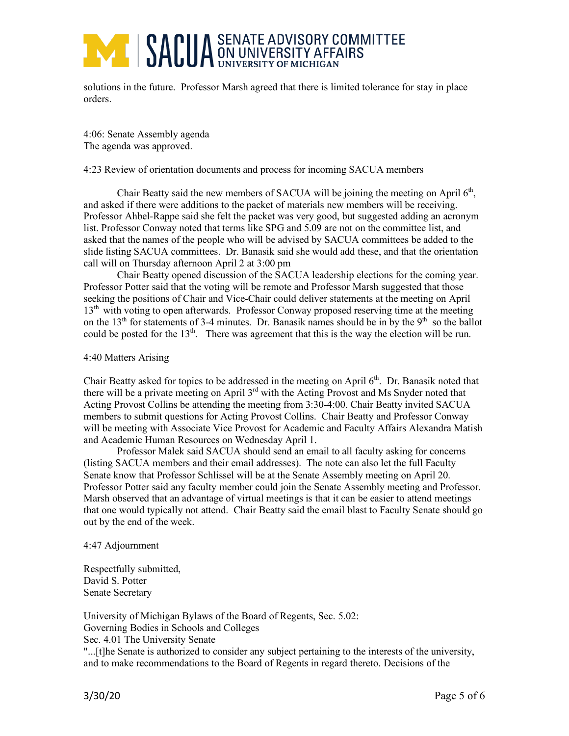solutions in the future. Professor Marsh agreed that there is limited tolerance for stay in place orders.

4:06: Senate Assembly agenda
The agenda was approved.

4:23 Review of orientation documents and process for incoming SACUA members

Chair Beatty said the new members of SACUA will be joining the meeting on April 6th, and asked if there were additions to the packet of materials new members will be receiving. Professor Ahbel-Rappe said she felt the packet was very good, but suggested adding an acronym list. Professor Conway noted that terms like SPG and 5.09 are not on the committee list, and asked that the names of the people who will be advised by SACUA committees be added to the slide listing SACUA committees. Dr. Banasik said she would add these, and that the orientation call will on Thursday afternoon April 2 at 3:00 pm

Chair Beatty opened discussion of the SACUA leadership elections for the coming year. Professor Potter said that the voting will be remote and Professor Marsh suggested that those seeking the positions of Chair and Vice-Chair could deliver statements at the meeting on April 13th with voting to open afterwards. Professor Conway proposed reserving time at the meeting on the 13th for statements of 3-4 minutes. Dr. Banasik names should be in by the 9th so the ballot could be posted for the 13th. There was agreement that this is the way the election will be run.

4:40 Matters Arising

Chair Beatty asked for topics to be addressed in the meeting on April 6th. Dr. Banasik noted that there will be a private meeting on April 3rd with the Acting Provost and Ms Snyder noted that Acting Provost Collins be attending the meeting from 3:30-4:00. Chair Beatty invited SACUA members to submit questions for Acting Provost Collins. Chair Beatty and Professor Conway will be meeting with Associate Vice Provost for Academic and Faculty Affairs Alexandra Matish and Academic Human Resources on Wednesday April 1.

Professor Malek said SACUA should send an email to all faculty asking for concerns (listing SACUA members and their email addresses). The note can also let the full Faculty Senate know that Professor Schlissel will be at the Senate Assembly meeting on April 20. Professor Potter said any faculty member could join the Senate Assembly meeting and Professor. Marsh observed that an advantage of virtual meetings is that it can be easier to attend meetings that one would typically not attend. Chair Beatty said the email blast to Faculty Senate should go out by the end of the week.

4:47 Adjournment

Respectfully submitted,
David S. Potter
Senate Secretary

University of Michigan Bylaws of the Board of Regents, Sec. 5.02:
Governing Bodies in Schools and Colleges
Sec. 4.01 The University Senate
"...[t]he Senate is authorized to consider any subject pertaining to the interests of the university, and to make recommendations to the Board of Regents in regard thereto. Decisions of the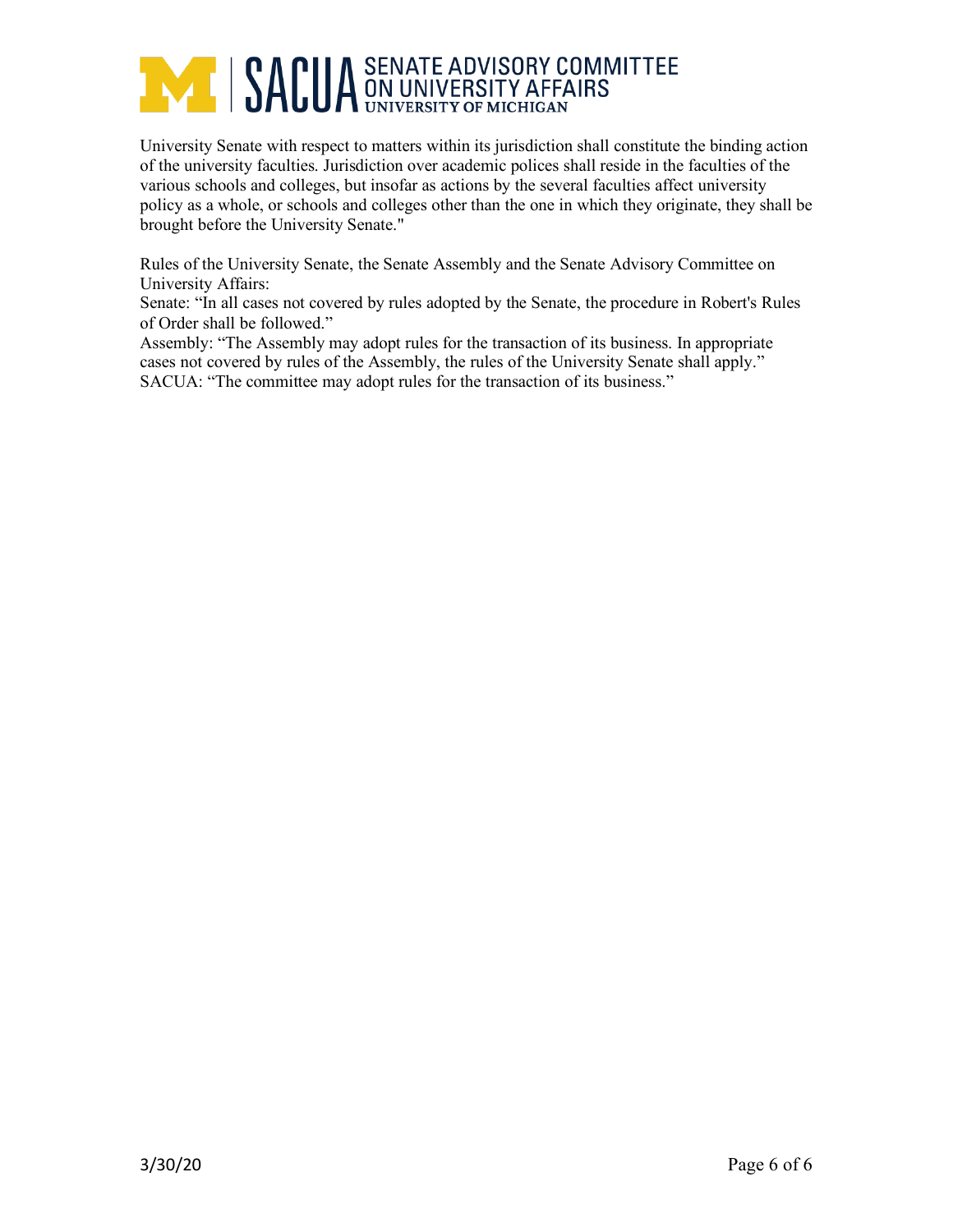University Senate with respect to matters within its jurisdiction shall constitute the binding action of the university faculties. Jurisdiction over academic polices shall reside in the faculties of the various schools and colleges, but insofar as actions by the several faculties affect university policy as a whole, or schools and colleges other than the one in which they originate, they shall be brought before the University Senate."

Rules of the University Senate, the Senate Assembly and the Senate Advisory Committee on University Affairs:
Senate: “In all cases not covered by rules adopted by the Senate, the procedure in Robert's Rules of Order shall be followed.”
Assembly: “The Assembly may adopt rules for the transaction of its business. In appropriate cases not covered by rules of the Assembly, the rules of the University Senate shall apply.”
SACUA: “The committee may adopt rules for the transaction of its business.”